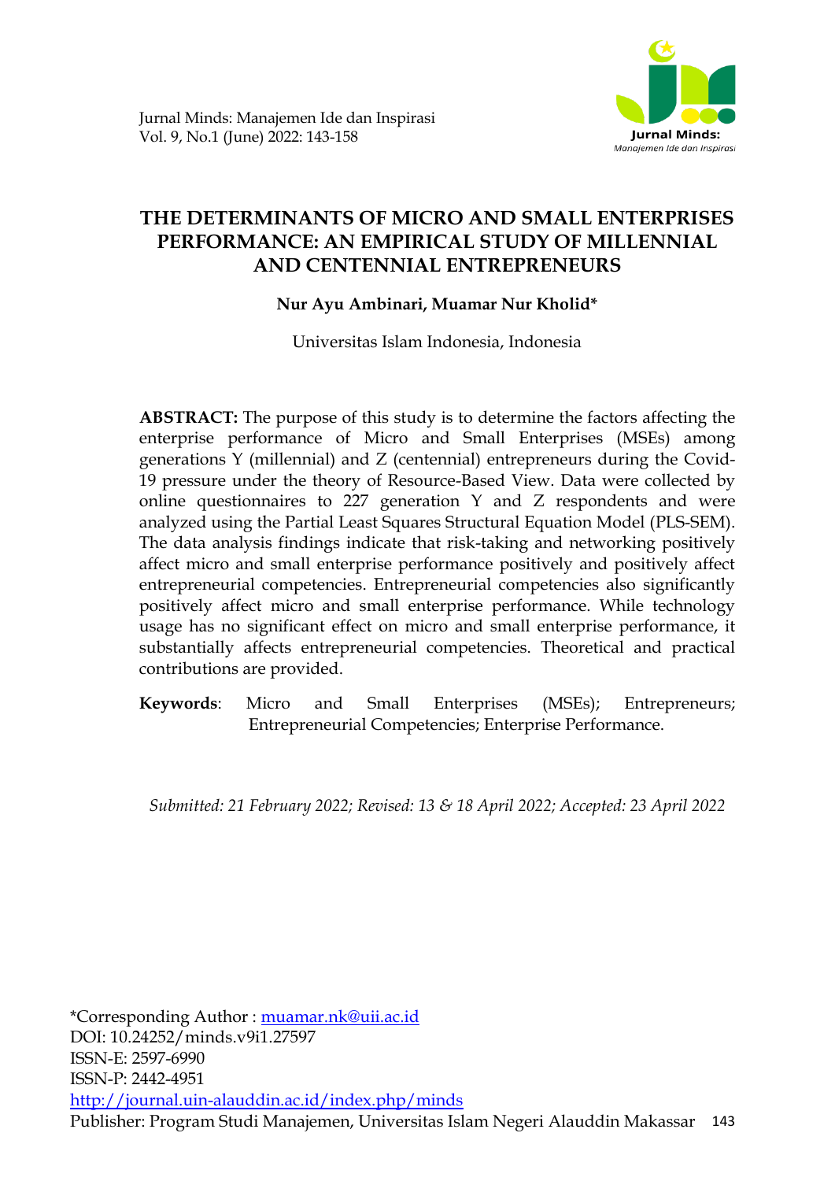# THE DETERMINANTS OF MICRO AND SMALL ENTERPRISES PERFORMANCE: AN EMPIRICAL STUDY OF MILLENNIAL AND CENTENNIAL ENTREPRENEURS

**Nur Ayu Ambinari, Muamar Nur Kholid***

Universitas Islam Indonesia, Indonesia

**ABSTRACT:** The purpose of this study is to determine the factors affecting the enterprise performance of Micro and Small Enterprises (MSEs) among generations Y (millennial) and Z (centennial) entrepreneurs during the Covid-19 pressure under the theory of Resource-Based View. Data were collected by online questionnaires to 227 generation Y and Z respondents and were analyzed using the Partial Least Squares Structural Equation Model (PLS-SEM). The data analysis findings indicate that risk-taking and networking positively affect micro and small enterprise performance positively and positively affect entrepreneurial competencies. Entrepreneurial competencies also significantly positively affect micro and small enterprise performance. While technology usage has no significant effect on micro and small enterprise performance, it substantially affects entrepreneurial competencies. Theoretical and practical contributions are provided.

**Keywords**: Micro and Small Enterprises (MSEs); Entrepreneurs; Entrepreneurial Competencies; Enterprise Performance.

*Submitted: 21 February 2022; Revised: 13 & 18 April 2022; Accepted: 23 April 2022*

*Corresponding Author : muamar.nk@uii.ac.id
DOI: 10.24252/minds.v9i1.27597
ISSN-E: 2597-6990
ISSN-P: 2442-4951
http://journal.uin-alauddin.ac.id/index.php/minds
Publisher: Program Studi Manajemen, Universitas Islam Negeri Alauddin Makassar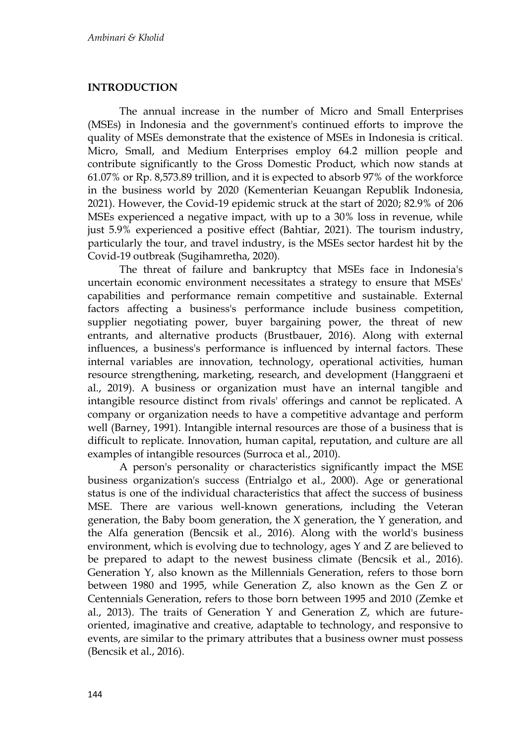## INTRODUCTION

The annual increase in the number of Micro and Small Enterprises (MSEs) in Indonesia and the government's continued efforts to improve the quality of MSEs demonstrate that the existence of MSEs in Indonesia is critical. Micro, Small, and Medium Enterprises employ 64.2 million people and contribute significantly to the Gross Domestic Product, which now stands at 61.07% or Rp. 8,573.89 trillion, and it is expected to absorb 97% of the workforce in the business world by 2020 (Kementerian Keuangan Republik Indonesia, 2021). However, the Covid-19 epidemic struck at the start of 2020; 82.9% of 206 MSEs experienced a negative impact, with up to a 30% loss in revenue, while just 5.9% experienced a positive effect (Bahtiar, 2021). The tourism industry, particularly the tour, and travel industry, is the MSEs sector hardest hit by the Covid-19 outbreak (Sugihamretha, 2020).

The threat of failure and bankruptcy that MSEs face in Indonesia's uncertain economic environment necessitates a strategy to ensure that MSEs' capabilities and performance remain competitive and sustainable. External factors affecting a business's performance include business competition, supplier negotiating power, buyer bargaining power, the threat of new entrants, and alternative products (Brustbauer, 2016). Along with external influences, a business's performance is influenced by internal factors. These internal variables are innovation, technology, operational activities, human resource strengthening, marketing, research, and development (Hanggraeni et al., 2019). A business or organization must have an internal tangible and intangible resource distinct from rivals' offerings and cannot be replicated. A company or organization needs to have a competitive advantage and perform well (Barney, 1991). Intangible internal resources are those of a business that is difficult to replicate. Innovation, human capital, reputation, and culture are all examples of intangible resources (Surroca et al., 2010).

A person's personality or characteristics significantly impact the MSE business organization's success (Entrialgo et al., 2000). Age or generational status is one of the individual characteristics that affect the success of business MSE. There are various well-known generations, including the Veteran generation, the Baby boom generation, the X generation, the Y generation, and the Alfa generation (Bencsik et al., 2016). Along with the world's business environment, which is evolving due to technology, ages Y and Z are believed to be prepared to adapt to the newest business climate (Bencsik et al., 2016). Generation Y, also known as the Millennials Generation, refers to those born between 1980 and 1995, while Generation Z, also known as the Gen Z or Centennials Generation, refers to those born between 1995 and 2010 (Zemke et al., 2013). The traits of Generation Y and Generation Z, which are future-oriented, imaginative and creative, adaptable to technology, and responsive to events, are similar to the primary attributes that a business owner must possess (Bencsik et al., 2016).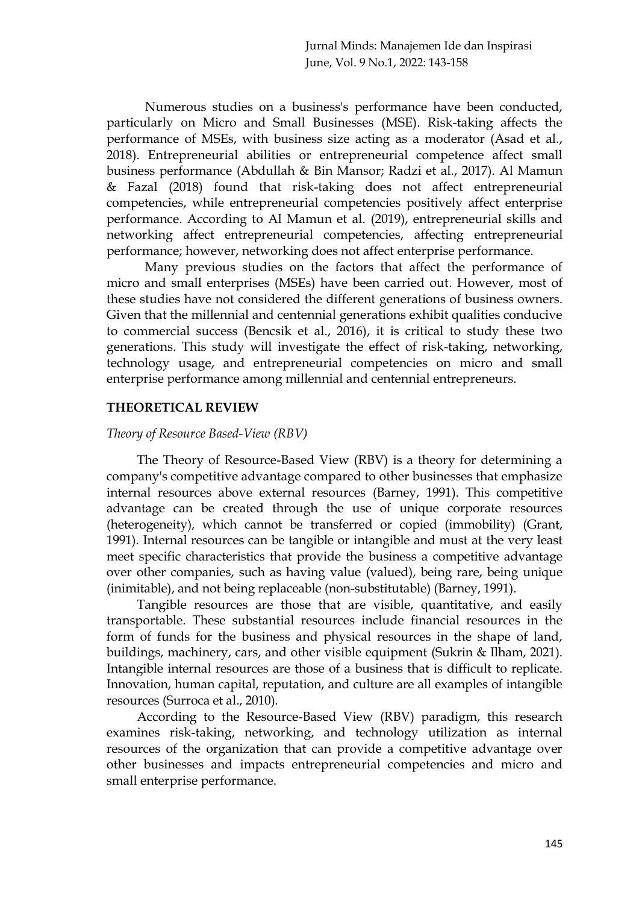Numerous studies on a business's performance have been conducted, particularly on Micro and Small Businesses (MSE). Risk-taking affects the performance of MSEs, with business size acting as a moderator (Asad et al., 2018). Entrepreneurial abilities or entrepreneurial competence affect small business performance (Abdullah & Bin Mansor; Radzi et al., 2017). Al Mamun & Fazal (2018) found that risk-taking does not affect entrepreneurial competencies, while entrepreneurial competencies positively affect enterprise performance. According to Al Mamun et al. (2019), entrepreneurial skills and networking affect entrepreneurial competencies, affecting entrepreneurial performance; however, networking does not affect enterprise performance.

Many previous studies on the factors that affect the performance of micro and small enterprises (MSEs) have been carried out. However, most of these studies have not considered the different generations of business owners. Given that the millennial and centennial generations exhibit qualities conducive to commercial success (Bencsik et al., 2016), it is critical to study these two generations. This study will investigate the effect of risk-taking, networking, technology usage, and entrepreneurial competencies on micro and small enterprise performance among millennial and centennial entrepreneurs.

## THEORETICAL REVIEW

### *Theory of Resource Based-View (RBV)*

The Theory of Resource-Based View (RBV) is a theory for determining a company's competitive advantage compared to other businesses that emphasize internal resources above external resources (Barney, 1991). This competitive advantage can be created through the use of unique corporate resources (heterogeneity), which cannot be transferred or copied (immobility) (Grant, 1991). Internal resources can be tangible or intangible and must at the very least meet specific characteristics that provide the business a competitive advantage over other companies, such as having value (valued), being rare, being unique (inimitable), and not being replaceable (non-substitutable) (Barney, 1991).

Tangible resources are those that are visible, quantitative, and easily transportable. These substantial resources include financial resources in the form of funds for the business and physical resources in the shape of land, buildings, machinery, cars, and other visible equipment (Sukrin & Ilham, 2021). Intangible internal resources are those of a business that is difficult to replicate. Innovation, human capital, reputation, and culture are all examples of intangible resources (Surroca et al., 2010).

According to the Resource-Based View (RBV) paradigm, this research examines risk-taking, networking, and technology utilization as internal resources of the organization that can provide a competitive advantage over other businesses and impacts entrepreneurial competencies and micro and small enterprise performance.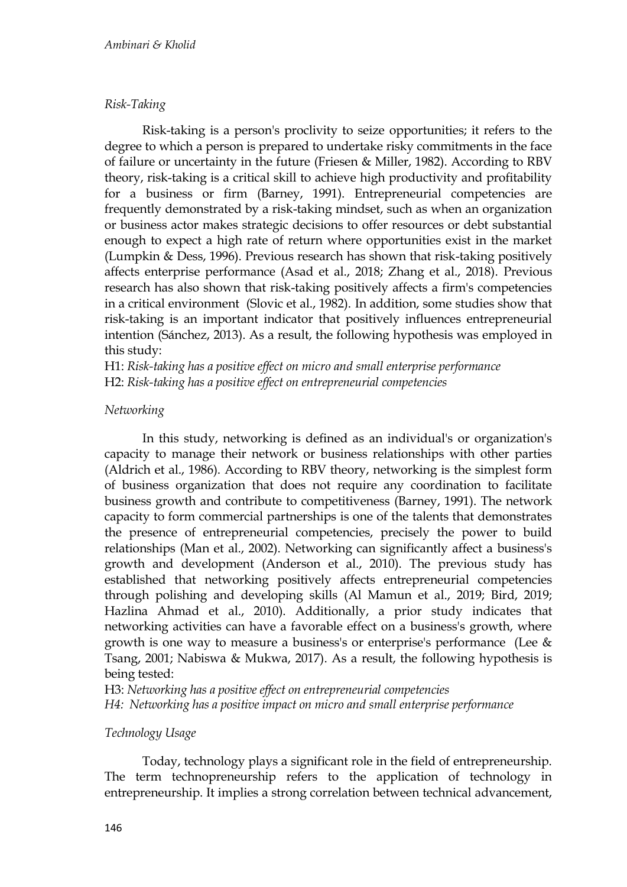### *Risk-Taking*

Risk-taking is a person's proclivity to seize opportunities; it refers to the degree to which a person is prepared to undertake risky commitments in the face of failure or uncertainty in the future (Friesen & Miller, 1982). According to RBV theory, risk-taking is a critical skill to achieve high productivity and profitability for a business or firm (Barney, 1991). Entrepreneurial competencies are frequently demonstrated by a risk-taking mindset, such as when an organization or business actor makes strategic decisions to offer resources or debt substantial enough to expect a high rate of return where opportunities exist in the market (Lumpkin & Dess, 1996). Previous research has shown that risk-taking positively affects enterprise performance (Asad et al., 2018; Zhang et al., 2018). Previous research has also shown that risk-taking positively affects a firm's competencies in a critical environment (Slovic et al., 1982). In addition, some studies show that risk-taking is an important indicator that positively influences entrepreneurial intention (Sánchez, 2013). As a result, the following hypothesis was employed in this study:

H1: *Risk-taking has a positive effect on micro and small enterprise performance*
H2: *Risk-taking has a positive effect on entrepreneurial competencies*

### *Networking*

In this study, networking is defined as an individual's or organization's capacity to manage their network or business relationships with other parties (Aldrich et al., 1986). According to RBV theory, networking is the simplest form of business organization that does not require any coordination to facilitate business growth and contribute to competitiveness (Barney, 1991). The network capacity to form commercial partnerships is one of the talents that demonstrates the presence of entrepreneurial competencies, precisely the power to build relationships (Man et al., 2002). Networking can significantly affect a business's growth and development (Anderson et al., 2010). The previous study has established that networking positively affects entrepreneurial competencies through polishing and developing skills (Al Mamun et al., 2019; Bird, 2019; Hazlina Ahmad et al., 2010). Additionally, a prior study indicates that networking activities can have a favorable effect on a business's growth, where growth is one way to measure a business's or enterprise's performance (Lee & Tsang, 2001; Nabiswa & Mukwa, 2017). As a result, the following hypothesis is being tested:

H3: *Networking has a positive effect on entrepreneurial competencies*
*H4: Networking has a positive impact on micro and small enterprise performance*

### *Technology Usage*

Today, technology plays a significant role in the field of entrepreneurship. The term technopreneurship refers to the application of technology in entrepreneurship. It implies a strong correlation between technical advancement,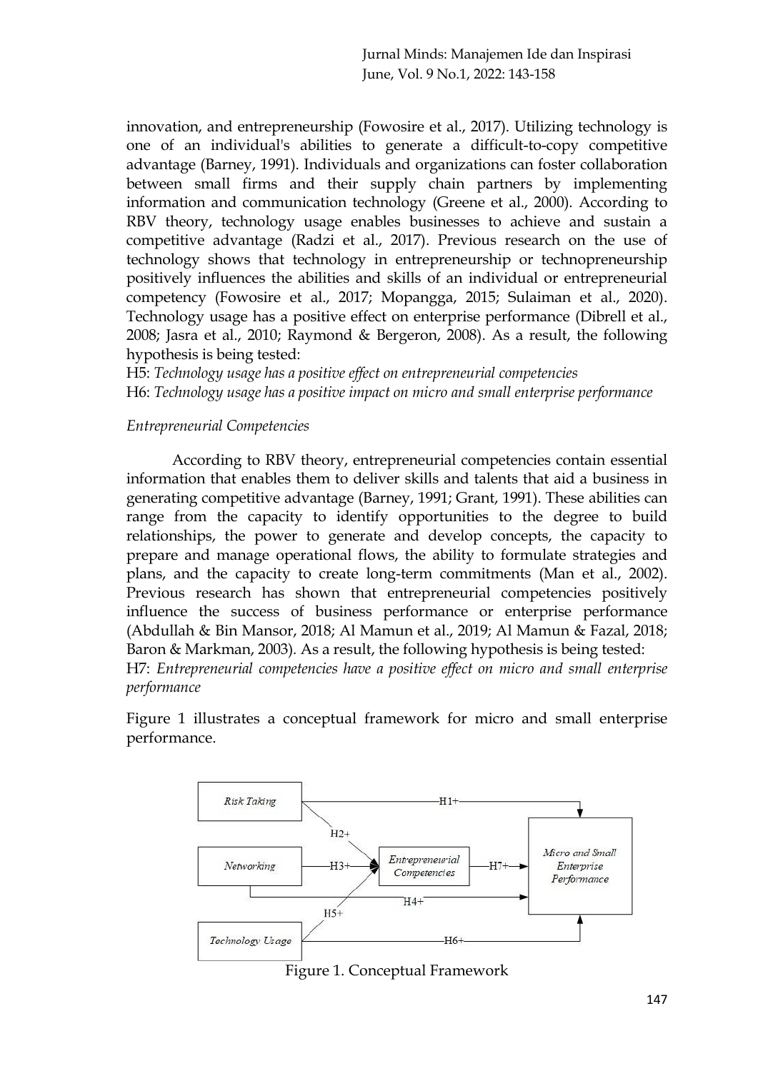innovation, and entrepreneurship (Fowosire et al., 2017). Utilizing technology is one of an individual's abilities to generate a difficult-to-copy competitive advantage (Barney, 1991). Individuals and organizations can foster collaboration between small firms and their supply chain partners by implementing information and communication technology (Greene et al., 2000). According to RBV theory, technology usage enables businesses to achieve and sustain a competitive advantage (Radzi et al., 2017). Previous research on the use of technology shows that technology in entrepreneurship or technopreneurship positively influences the abilities and skills of an individual or entrepreneurial competency (Fowosire et al., 2017; Mopangga, 2015; Sulaiman et al., 2020). Technology usage has a positive effect on enterprise performance (Dibrell et al., 2008; Jasra et al., 2010; Raymond & Bergeron, 2008). As a result, the following hypothesis is being tested:

H5: *Technology usage has a positive effect on entrepreneurial competencies*

H6: *Technology usage has a positive impact on micro and small enterprise performance*

*Entrepreneurial Competencies*

According to RBV theory, entrepreneurial competencies contain essential information that enables them to deliver skills and talents that aid a business in generating competitive advantage (Barney, 1991; Grant, 1991). These abilities can range from the capacity to identify opportunities to the degree to build relationships, the power to generate and develop concepts, the capacity to prepare and manage operational flows, the ability to formulate strategies and plans, and the capacity to create long-term commitments (Man et al., 2002). Previous research has shown that entrepreneurial competencies positively influence the success of business performance or enterprise performance (Abdullah & Bin Mansor, 2018; Al Mamun et al., 2019; Al Mamun & Fazal, 2018; Baron & Markman, 2003). As a result, the following hypothesis is being tested:

H7: *Entrepreneurial competencies have a positive effect on micro and small enterprise performance*

Figure 1 illustrates a conceptual framework for micro and small enterprise performance.

Figure 1. Conceptual Framework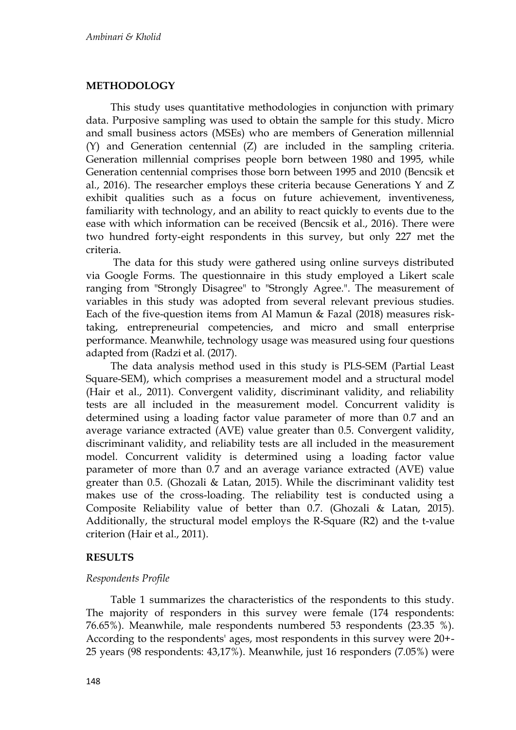## METHODOLOGY

This study uses quantitative methodologies in conjunction with primary data. Purposive sampling was used to obtain the sample for this study. Micro and small business actors (MSEs) who are members of Generation millennial (Y) and Generation centennial (Z) are included in the sampling criteria. Generation millennial comprises people born between 1980 and 1995, while Generation centennial comprises those born between 1995 and 2010 (Bencsik et al., 2016). The researcher employs these criteria because Generations Y and Z exhibit qualities such as a focus on future achievement, inventiveness, familiarity with technology, and an ability to react quickly to events due to the ease with which information can be received (Bencsik et al., 2016). There were two hundred forty-eight respondents in this survey, but only 227 met the criteria.

The data for this study were gathered using online surveys distributed via Google Forms. The questionnaire in this study employed a Likert scale ranging from "Strongly Disagree" to "Strongly Agree.". The measurement of variables in this study was adopted from several relevant previous studies. Each of the five-question items from Al Mamun & Fazal (2018) measures risk-taking, entrepreneurial competencies, and micro and small enterprise performance. Meanwhile, technology usage was measured using four questions adapted from (Radzi et al. (2017).

The data analysis method used in this study is PLS-SEM (Partial Least Square-SEM), which comprises a measurement model and a structural model (Hair et al., 2011). Convergent validity, discriminant validity, and reliability tests are all included in the measurement model. Concurrent validity is determined using a loading factor value parameter of more than 0.7 and an average variance extracted (AVE) value greater than 0.5. Convergent validity, discriminant validity, and reliability tests are all included in the measurement model. Concurrent validity is determined using a loading factor value parameter of more than 0.7 and an average variance extracted (AVE) value greater than 0.5. (Ghozali & Latan, 2015). While the discriminant validity test makes use of the cross-loading. The reliability test is conducted using a Composite Reliability value of better than 0.7. (Ghozali & Latan, 2015). Additionally, the structural model employs the R-Square ($R^2$) and the t-value criterion (Hair et al., 2011).

## RESULTS

### *Respondents Profile*

Table 1 summarizes the characteristics of the respondents to this study. The majority of responders in this survey were female (174 respondents: 76.65%). Meanwhile, male respondents numbered 53 respondents (23.35 %). According to the respondents' ages, most respondents in this survey were 20+-25 years (98 respondents: 43,17%). Meanwhile, just 16 responders (7.05%) were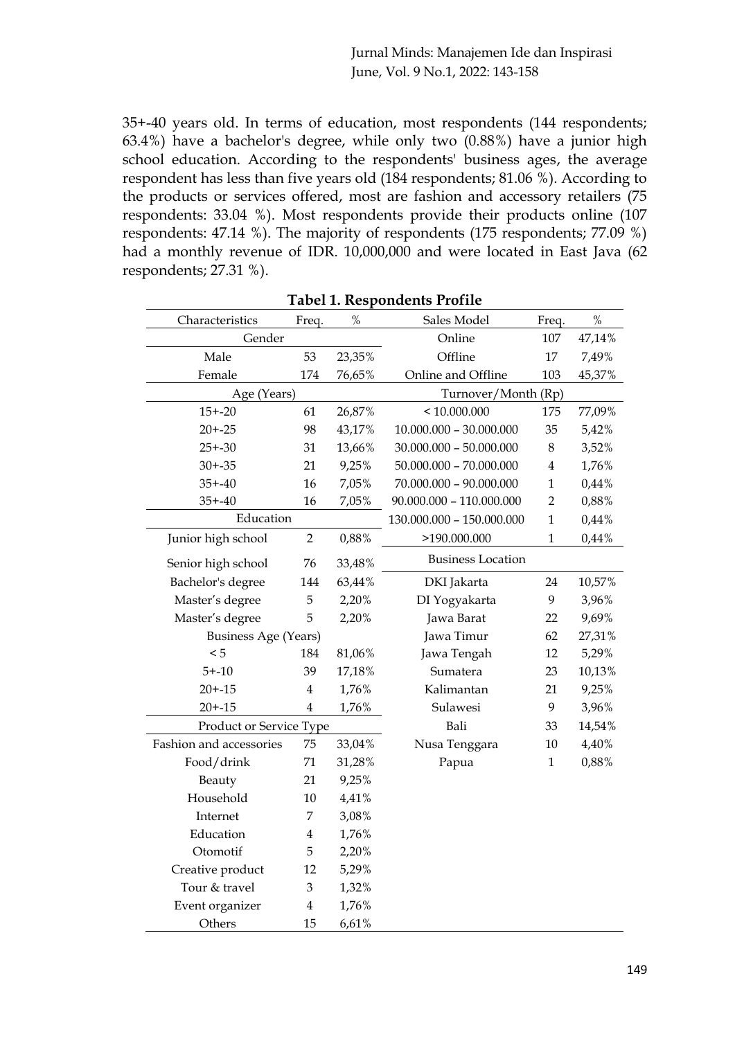35+-40 years old. In terms of education, most respondents (144 respondents; 63.4%) have a bachelor's degree, while only two (0.88%) have a junior high school education. According to the respondents' business ages, the average respondent has less than five years old (184 respondents; 81.06 %). According to the products or services offered, most are fashion and accessory retailers (75 respondents: 33.04 %). Most respondents provide their products online (107 respondents: 47.14 %). The majority of respondents (175 respondents; 77.09 %) had a monthly revenue of IDR. 10,000,000 and were located in East Java (62 respondents; 27.31 %).

**Tabel 1. Respondents Profile**

| Characteristics | Freq. | % | Sales Model | Freq. | % |
|---|---|---|---|---|---|
| Gender | | | Online | 107 | 47,14% |
| Male | 53 | 23,35% | Offline | 17 | 7,49% |
| Female | 174 | 76,65% | Online and Offline | 103 | 45,37% |
| Age (Years) | | | Turnover/Month (Rp) | | |
| 15+-20 | 61 | 26,87% | < 10.000.000 | 175 | 77,09% |
| 20+-25 | 98 | 43,17% | 10.000.000 – 30.000.000 | 35 | 5,42% |
| 25+-30 | 31 | 13,66% | 30.000.000 – 50.000.000 | 8 | 3,52% |
| 30+-35 | 21 | 9,25% | 50.000.000 – 70.000.000 | 4 | 1,76% |
| 35+-40 | 16 | 7,05% | 70.000.000 – 90.000.000 | 1 | 0,44% |
| 35+-40 | 16 | 7,05% | 90.000.000 – 110.000.000 | 2 | 0,88% |
| Education | | | 130.000.000 – 150.000.000 | 1 | 0,44% |
| Junior high school | 2 | 0,88% | >190.000.000 | 1 | 0,44% |
| Senior high school | 76 | 33,48% | Business Location | | |
| Bachelor's degree | 144 | 63,44% | DKI Jakarta | 24 | 10,57% |
| Master's degree | 5 | 2,20% | DI Yogyakarta | 9 | 3,96% |
| Master's degree | 5 | 2,20% | Jawa Barat | 22 | 9,69% |
| Business Age (Years) | | | Jawa Timur | 62 | 27,31% |
| < 5 | 184 | 81,06% | Jawa Tengah | 12 | 5,29% |
| 5+-10 | 39 | 17,18% | Sumatera | 23 | 10,13% |
| 20+-15 | 4 | 1,76% | Kalimantan | 21 | 9,25% |
| 20+-15 | 4 | 1,76% | Sulawesi | 9 | 3,96% |
| Product or Service Type | | | Bali | 33 | 14,54% |
| Fashion and accessories | 75 | 33,04% | Nusa Tenggara | 10 | 4,40% |
| Food/drink | 71 | 31,28% | Papua | 1 | 0,88% |
| Beauty | 21 | 9,25% | | | |
| Household | 10 | 4,41% | | | |
| Internet | 7 | 3,08% | | | |
| Education | 4 | 1,76% | | | |
| Otomotif | 5 | 2,20% | | | |
| Creative product | 12 | 5,29% | | | |
| Tour & travel | 3 | 1,32% | | | |
| Event organizer | 4 | 1,76% | | | |
| Others | 15 | 6,61% | | | |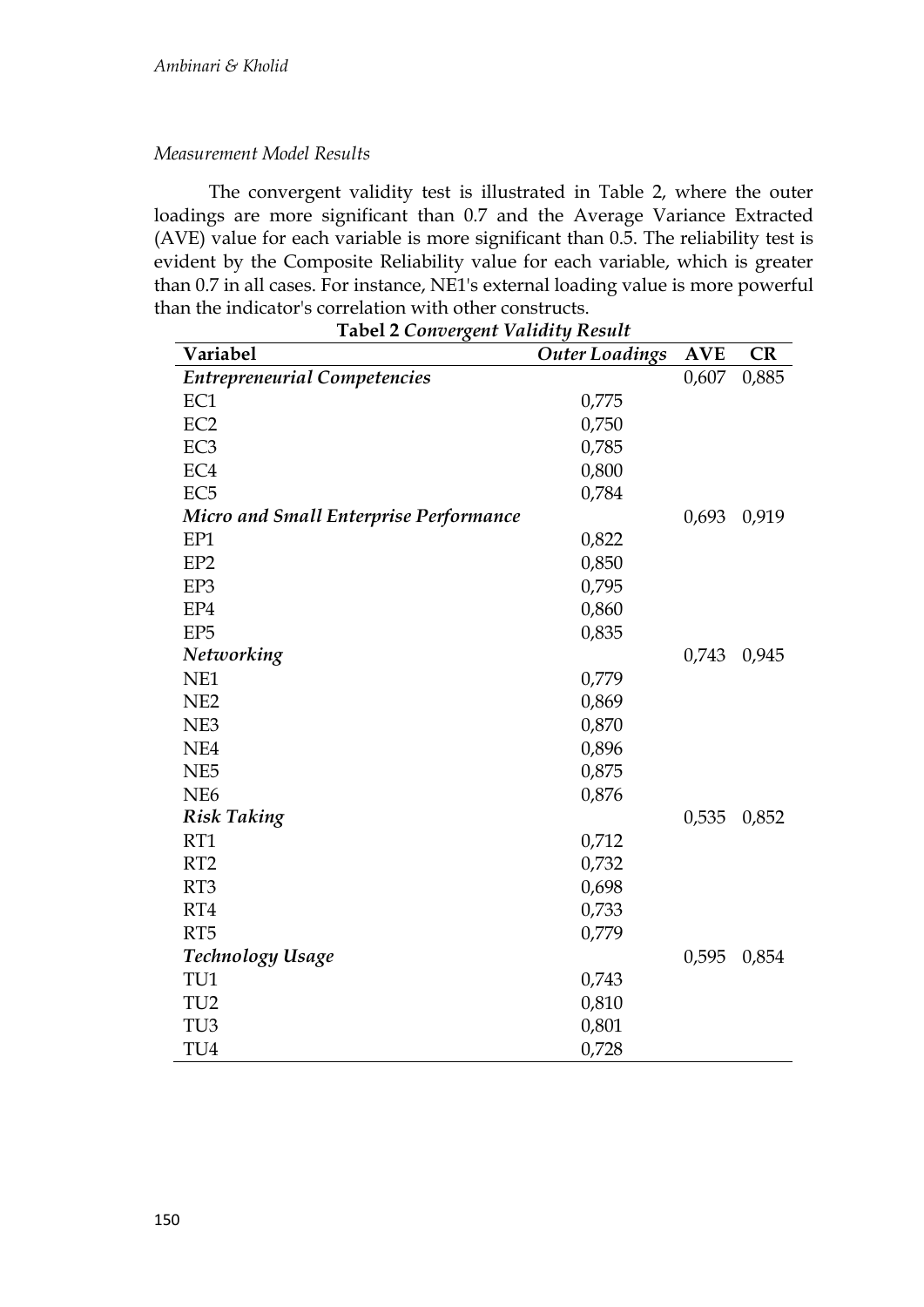*Measurement Model Results*

The convergent validity test is illustrated in Table 2, where the outer loadings are more significant than 0.7 and the Average Variance Extracted (AVE) value for each variable is more significant than 0.5. The reliability test is evident by the Composite Reliability value for each variable, which is greater than 0.7 in all cases. For instance, NE1's external loading value is more powerful than the indicator's correlation with other constructs.

**Tabel 2** *Convergent Validity Result*

| Variabel | *Outer Loadings* | AVE | CR |
|---|---|---|---|
| ***Entrepreneurial Competencies*** | | 0,607 | 0,885 |
| EC1 | 0,775 | | |
| EC2 | 0,750 | | |
| EC3 | 0,785 | | |
| EC4 | 0,800 | | |
| EC5 | 0,784 | | |
| ***Micro and Small Enterprise Performance*** | | 0,693 | 0,919 |
| EP1 | 0,822 | | |
| EP2 | 0,850 | | |
| EP3 | 0,795 | | |
| EP4 | 0,860 | | |
| EP5 | 0,835 | | |
| ***Networking*** | | 0,743 | 0,945 |
| NE1 | 0,779 | | |
| NE2 | 0,869 | | |
| NE3 | 0,870 | | |
| NE4 | 0,896 | | |
| NE5 | 0,875 | | |
| NE6 | 0,876 | | |
| ***Risk Taking*** | | 0,535 | 0,852 |
| RT1 | 0,712 | | |
| RT2 | 0,732 | | |
| RT3 | 0,698 | | |
| RT4 | 0,733 | | |
| RT5 | 0,779 | | |
| ***Technology Usage*** | | 0,595 | 0,854 |
| TU1 | 0,743 | | |
| TU2 | 0,810 | | |
| TU3 | 0,801 | | |
| TU4 | 0,728 | | |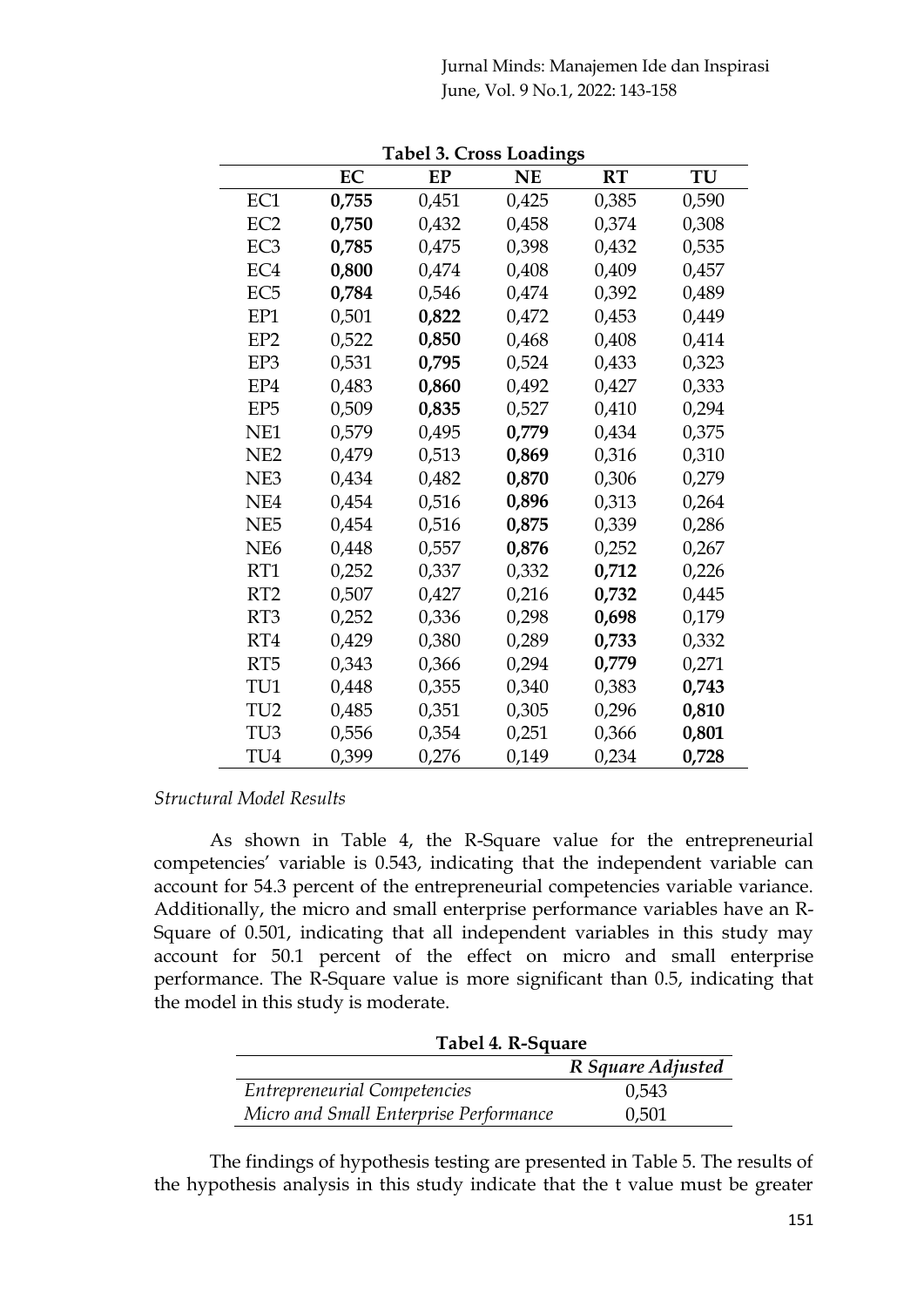**Tabel 3. Cross Loadings**

| | EC | EP | NE | RT | TU |
|---|---|---|---|---|---|
| EC1 | **0,755** | 0,451 | 0,425 | 0,385 | 0,590 |
| EC2 | **0,750** | 0,432 | 0,458 | 0,374 | 0,308 |
| EC3 | **0,785** | 0,475 | 0,398 | 0,432 | 0,535 |
| EC4 | **0,800** | 0,474 | 0,408 | 0,409 | 0,457 |
| EC5 | **0,784** | 0,546 | 0,474 | 0,392 | 0,489 |
| EP1 | 0,501 | **0,822** | 0,472 | 0,453 | 0,449 |
| EP2 | 0,522 | **0,850** | 0,468 | 0,408 | 0,414 |
| EP3 | 0,531 | **0,795** | 0,524 | 0,433 | 0,323 |
| EP4 | 0,483 | **0,860** | 0,492 | 0,427 | 0,333 |
| EP5 | 0,509 | **0,835** | 0,527 | 0,410 | 0,294 |
| NE1 | 0,579 | 0,495 | **0,779** | 0,434 | 0,375 |
| NE2 | 0,479 | 0,513 | **0,869** | 0,316 | 0,310 |
| NE3 | 0,434 | 0,482 | **0,870** | 0,306 | 0,279 |
| NE4 | 0,454 | 0,516 | **0,896** | 0,313 | 0,264 |
| NE5 | 0,454 | 0,516 | **0,875** | 0,339 | 0,286 |
| NE6 | 0,448 | 0,557 | **0,876** | 0,252 | 0,267 |
| RT1 | 0,252 | 0,337 | 0,332 | **0,712** | 0,226 |
| RT2 | 0,507 | 0,427 | 0,216 | **0,732** | 0,445 |
| RT3 | 0,252 | 0,336 | 0,298 | **0,698** | 0,179 |
| RT4 | 0,429 | 0,380 | 0,289 | **0,733** | 0,332 |
| RT5 | 0,343 | 0,366 | 0,294 | **0,779** | 0,271 |
| TU1 | 0,448 | 0,355 | 0,340 | 0,383 | **0,743** |
| TU2 | 0,485 | 0,351 | 0,305 | 0,296 | **0,810** |
| TU3 | 0,556 | 0,354 | 0,251 | 0,366 | **0,801** |
| TU4 | 0,399 | 0,276 | 0,149 | 0,234 | **0,728** |

*Structural Model Results*

As shown in Table 4, the R-Square value for the entrepreneurial competencies' variable is 0.543, indicating that the independent variable can account for 54.3 percent of the entrepreneurial competencies variable variance. Additionally, the micro and small enterprise performance variables have an R-Square of 0.501, indicating that all independent variables in this study may account for 50.1 percent of the effect on micro and small enterprise performance. The R-Square value is more significant than 0.5, indicating that the model in this study is moderate.

**Tabel 4. R-Square**

| | *R Square Adjusted* |
|---|---|
| *Entrepreneurial Competencies* | 0,543 |
| *Micro and Small Enterprise Performance* | 0,501 |

The findings of hypothesis testing are presented in Table 5. The results of the hypothesis analysis in this study indicate that the t value must be greater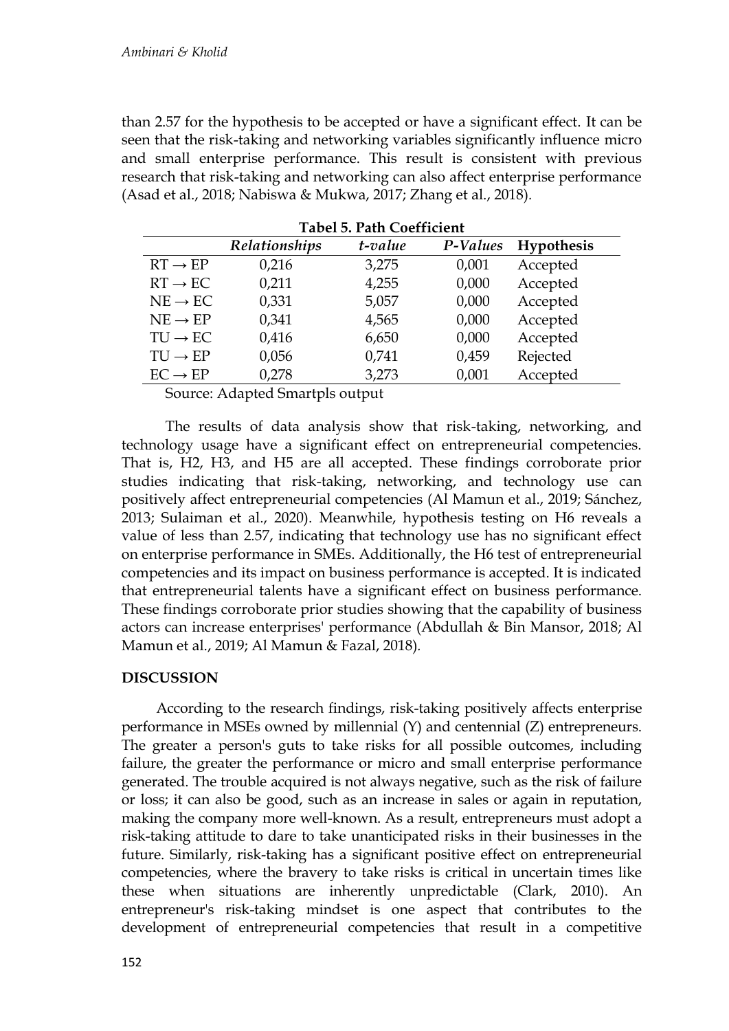than 2.57 for the hypothesis to be accepted or have a significant effect. It can be seen that the risk-taking and networking variables significantly influence micro and small enterprise performance. This result is consistent with previous research that risk-taking and networking can also affect enterprise performance (Asad et al., 2018; Nabiswa & Mukwa, 2017; Zhang et al., 2018).

**Tabel 5. Path Coefficient**

| | *Relationships* | *t-value* | *P-Values* | **Hypothesis** |
|---|---|---|---|---|
| RT → EP | 0,216 | 3,275 | 0,001 | Accepted |
| RT → EC | 0,211 | 4,255 | 0,000 | Accepted |
| NE → EC | 0,331 | 5,057 | 0,000 | Accepted |
| NE → EP | 0,341 | 4,565 | 0,000 | Accepted |
| TU → EC | 0,416 | 6,650 | 0,000 | Accepted |
| TU → EP | 0,056 | 0,741 | 0,459 | Rejected |
| EC → EP | 0,278 | 3,273 | 0,001 | Accepted |

Source: Adapted Smartpls output

The results of data analysis show that risk-taking, networking, and technology usage have a significant effect on entrepreneurial competencies. That is, H2, H3, and H5 are all accepted. These findings corroborate prior studies indicating that risk-taking, networking, and technology use can positively affect entrepreneurial competencies (Al Mamun et al., 2019; Sánchez, 2013; Sulaiman et al., 2020). Meanwhile, hypothesis testing on H6 reveals a value of less than 2.57, indicating that technology use has no significant effect on enterprise performance in SMEs. Additionally, the H6 test of entrepreneurial competencies and its impact on business performance is accepted. It is indicated that entrepreneurial talents have a significant effect on business performance. These findings corroborate prior studies showing that the capability of business actors can increase enterprises' performance (Abdullah & Bin Mansor, 2018; Al Mamun et al., 2019; Al Mamun & Fazal, 2018).

## DISCUSSION

According to the research findings, risk-taking positively affects enterprise performance in MSEs owned by millennial (Y) and centennial (Z) entrepreneurs. The greater a person's guts to take risks for all possible outcomes, including failure, the greater the performance or micro and small enterprise performance generated. The trouble acquired is not always negative, such as the risk of failure or loss; it can also be good, such as an increase in sales or again in reputation, making the company more well-known. As a result, entrepreneurs must adopt a risk-taking attitude to dare to take unanticipated risks in their businesses in the future. Similarly, risk-taking has a significant positive effect on entrepreneurial competencies, where the bravery to take risks is critical in uncertain times like these when situations are inherently unpredictable (Clark, 2010). An entrepreneur's risk-taking mindset is one aspect that contributes to the development of entrepreneurial competencies that result in a competitive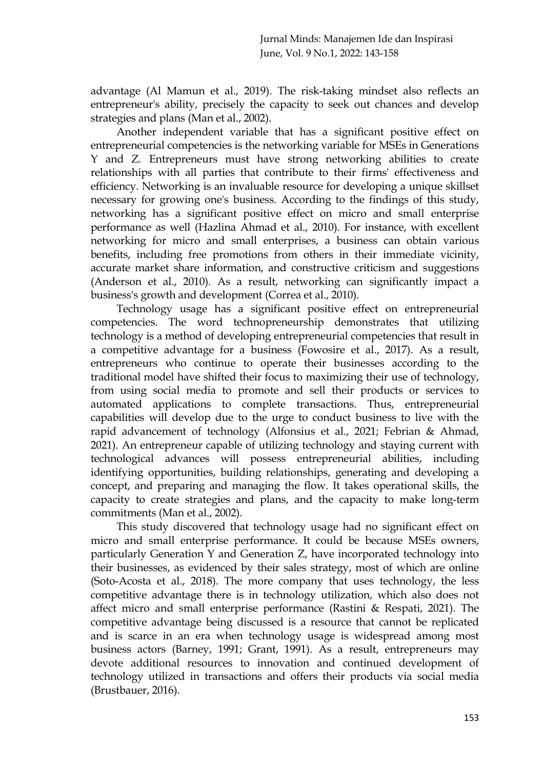advantage (Al Mamun et al., 2019). The risk-taking mindset also reflects an entrepreneur's ability, precisely the capacity to seek out chances and develop strategies and plans (Man et al., 2002).

Another independent variable that has a significant positive effect on entrepreneurial competencies is the networking variable for MSEs in Generations Y and Z. Entrepreneurs must have strong networking abilities to create relationships with all parties that contribute to their firms' effectiveness and efficiency. Networking is an invaluable resource for developing a unique skillset necessary for growing one's business. According to the findings of this study, networking has a significant positive effect on micro and small enterprise performance as well (Hazlina Ahmad et al., 2010). For instance, with excellent networking for micro and small enterprises, a business can obtain various benefits, including free promotions from others in their immediate vicinity, accurate market share information, and constructive criticism and suggestions (Anderson et al., 2010). As a result, networking can significantly impact a business's growth and development (Correa et al., 2010).

Technology usage has a significant positive effect on entrepreneurial competencies. The word technopreneurship demonstrates that utilizing technology is a method of developing entrepreneurial competencies that result in a competitive advantage for a business (Fowosire et al., 2017). As a result, entrepreneurs who continue to operate their businesses according to the traditional model have shifted their focus to maximizing their use of technology, from using social media to promote and sell their products or services to automated applications to complete transactions. Thus, entrepreneurial capabilities will develop due to the urge to conduct business to live with the rapid advancement of technology (Alfonsius et al., 2021; Febrian & Ahmad, 2021). An entrepreneur capable of utilizing technology and staying current with technological advances will possess entrepreneurial abilities, including identifying opportunities, building relationships, generating and developing a concept, and preparing and managing the flow. It takes operational skills, the capacity to create strategies and plans, and the capacity to make long-term commitments (Man et al., 2002).

This study discovered that technology usage had no significant effect on micro and small enterprise performance. It could be because MSEs owners, particularly Generation Y and Generation Z, have incorporated technology into their businesses, as evidenced by their sales strategy, most of which are online (Soto-Acosta et al., 2018). The more company that uses technology, the less competitive advantage there is in technology utilization, which also does not affect micro and small enterprise performance (Rastini & Respati, 2021). The competitive advantage being discussed is a resource that cannot be replicated and is scarce in an era when technology usage is widespread among most business actors (Barney, 1991; Grant, 1991). As a result, entrepreneurs may devote additional resources to innovation and continued development of technology utilized in transactions and offers their products via social media (Brustbauer, 2016).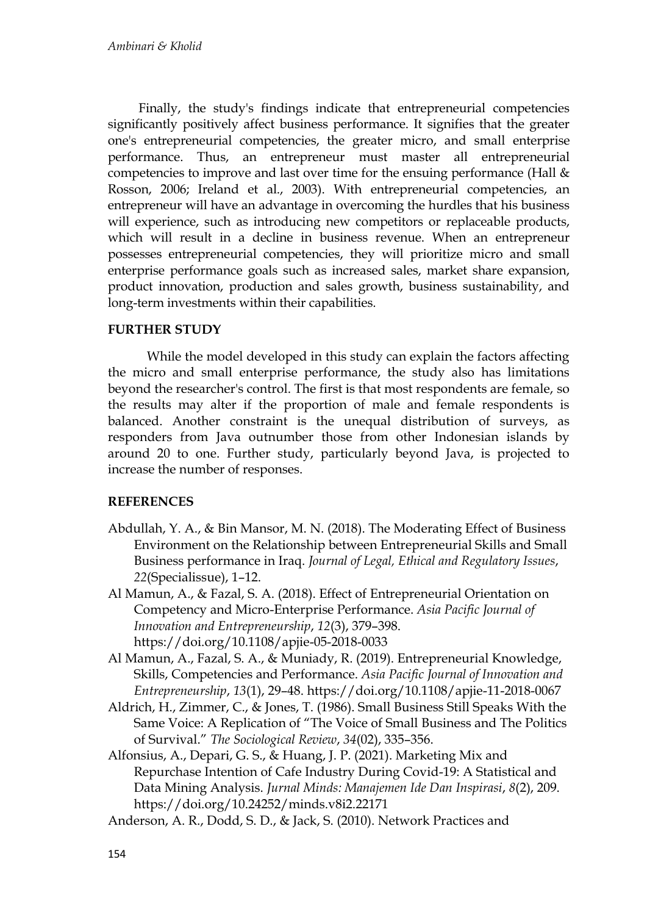Finally, the study's findings indicate that entrepreneurial competencies significantly positively affect business performance. It signifies that the greater one's entrepreneurial competencies, the greater micro, and small enterprise performance. Thus, an entrepreneur must master all entrepreneurial competencies to improve and last over time for the ensuing performance (Hall & Rosson, 2006; Ireland et al., 2003). With entrepreneurial competencies, an entrepreneur will have an advantage in overcoming the hurdles that his business will experience, such as introducing new competitors or replaceable products, which will result in a decline in business revenue. When an entrepreneur possesses entrepreneurial competencies, they will prioritize micro and small enterprise performance goals such as increased sales, market share expansion, product innovation, production and sales growth, business sustainability, and long-term investments within their capabilities.

## FURTHER STUDY

While the model developed in this study can explain the factors affecting the micro and small enterprise performance, the study also has limitations beyond the researcher's control. The first is that most respondents are female, so the results may alter if the proportion of male and female respondents is balanced. Another constraint is the unequal distribution of surveys, as responders from Java outnumber those from other Indonesian islands by around 20 to one. Further study, particularly beyond Java, is projected to increase the number of responses.

## REFERENCES

Abdullah, Y. A., & Bin Mansor, M. N. (2018). The Moderating Effect of Business Environment on the Relationship between Entrepreneurial Skills and Small Business performance in Iraq. *Journal of Legal, Ethical and Regulatory Issues*, *22*(Specialissue), 1–12.

Al Mamun, A., & Fazal, S. A. (2018). Effect of Entrepreneurial Orientation on Competency and Micro-Enterprise Performance. *Asia Pacific Journal of Innovation and Entrepreneurship*, *12*(3), 379–398. https://doi.org/10.1108/apjie-05-2018-0033

Al Mamun, A., Fazal, S. A., & Muniady, R. (2019). Entrepreneurial Knowledge, Skills, Competencies and Performance. *Asia Pacific Journal of Innovation and Entrepreneurship*, *13*(1), 29–48. https://doi.org/10.1108/apjie-11-2018-0067

Aldrich, H., Zimmer, C., & Jones, T. (1986). Small Business Still Speaks With the Same Voice: A Replication of "The Voice of Small Business and The Politics of Survival." *The Sociological Review*, *34*(02), 335–356.

Alfonsius, A., Depari, G. S., & Huang, J. P. (2021). Marketing Mix and Repurchase Intention of Cafe Industry During Covid-19: A Statistical and Data Mining Analysis. *Jurnal Minds: Manajemen Ide Dan Inspirasi*, *8*(2), 209. https://doi.org/10.24252/minds.v8i2.22171

Anderson, A. R., Dodd, S. D., & Jack, S. (2010). Network Practices and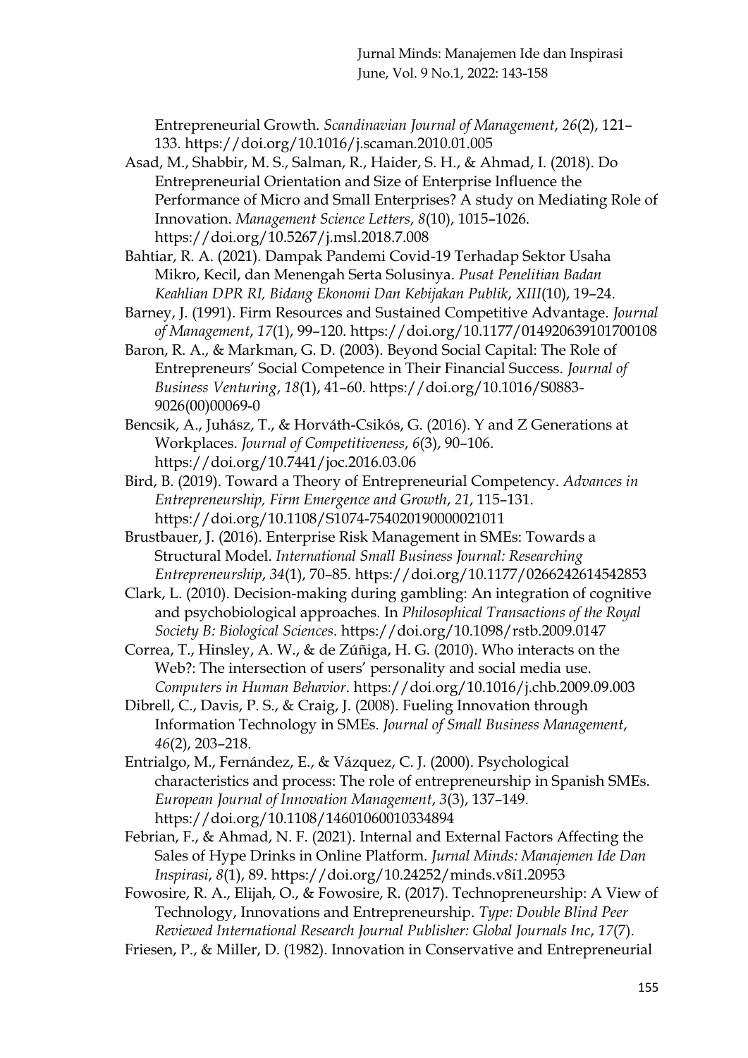Entrepreneurial Growth. *Scandinavian Journal of Management*, *26*(2), 121–133. https://doi.org/10.1016/j.scaman.2010.01.005

Asad, M., Shabbir, M. S., Salman, R., Haider, S. H., & Ahmad, I. (2018). Do Entrepreneurial Orientation and Size of Enterprise Influence the Performance of Micro and Small Enterprises? A study on Mediating Role of Innovation. *Management Science Letters*, *8*(10), 1015–1026. https://doi.org/10.5267/j.msl.2018.7.008

Bahtiar, R. A. (2021). Dampak Pandemi Covid-19 Terhadap Sektor Usaha Mikro, Kecil, dan Menengah Serta Solusinya. *Pusat Penelitian Badan Keahlian DPR RI, Bidang Ekonomi Dan Kebijakan Publik*, *XIII*(10), 19–24.

Barney, J. (1991). Firm Resources and Sustained Competitive Advantage. *Journal of Management*, *17*(1), 99–120. https://doi.org/10.1177/014920639101700108

Baron, R. A., & Markman, G. D. (2003). Beyond Social Capital: The Role of Entrepreneurs' Social Competence in Their Financial Success. *Journal of Business Venturing*, *18*(1), 41–60. https://doi.org/10.1016/S0883-9026(00)00069-0

Bencsik, A., Juhász, T., & Horváth-Csikós, G. (2016). Y and Z Generations at Workplaces. *Journal of Competitiveness*, *6*(3), 90–106. https://doi.org/10.7441/joc.2016.03.06

Bird, B. (2019). Toward a Theory of Entrepreneurial Competency. *Advances in Entrepreneurship, Firm Emergence and Growth*, *21*, 115–131. https://doi.org/10.1108/S1074-754020190000021011

Brustbauer, J. (2016). Enterprise Risk Management in SMEs: Towards a Structural Model. *International Small Business Journal: Researching Entrepreneurship*, *34*(1), 70–85. https://doi.org/10.1177/0266242614542853

Clark, L. (2010). Decision-making during gambling: An integration of cognitive and psychobiological approaches. In *Philosophical Transactions of the Royal Society B: Biological Sciences*. https://doi.org/10.1098/rstb.2009.0147

Correa, T., Hinsley, A. W., & de Zúñiga, H. G. (2010). Who interacts on the Web?: The intersection of users' personality and social media use. *Computers in Human Behavior*. https://doi.org/10.1016/j.chb.2009.09.003

Dibrell, C., Davis, P. S., & Craig, J. (2008). Fueling Innovation through Information Technology in SMEs. *Journal of Small Business Management*, *46*(2), 203–218.

Entrialgo, M., Fernández, E., & Vázquez, C. J. (2000). Psychological characteristics and process: The role of entrepreneurship in Spanish SMEs. *European Journal of Innovation Management*, *3*(3), 137–149. https://doi.org/10.1108/14601060010334894

Febrian, F., & Ahmad, N. F. (2021). Internal and External Factors Affecting the Sales of Hype Drinks in Online Platform. *Jurnal Minds: Manajemen Ide Dan Inspirasi*, *8*(1), 89. https://doi.org/10.24252/minds.v8i1.20953

Fowosire, R. A., Elijah, O., & Fowosire, R. (2017). Technopreneurship: A View of Technology, Innovations and Entrepreneurship. *Type: Double Blind Peer Reviewed International Research Journal Publisher: Global Journals Inc*, *17*(7).

Friesen, P., & Miller, D. (1982). Innovation in Conservative and Entrepreneurial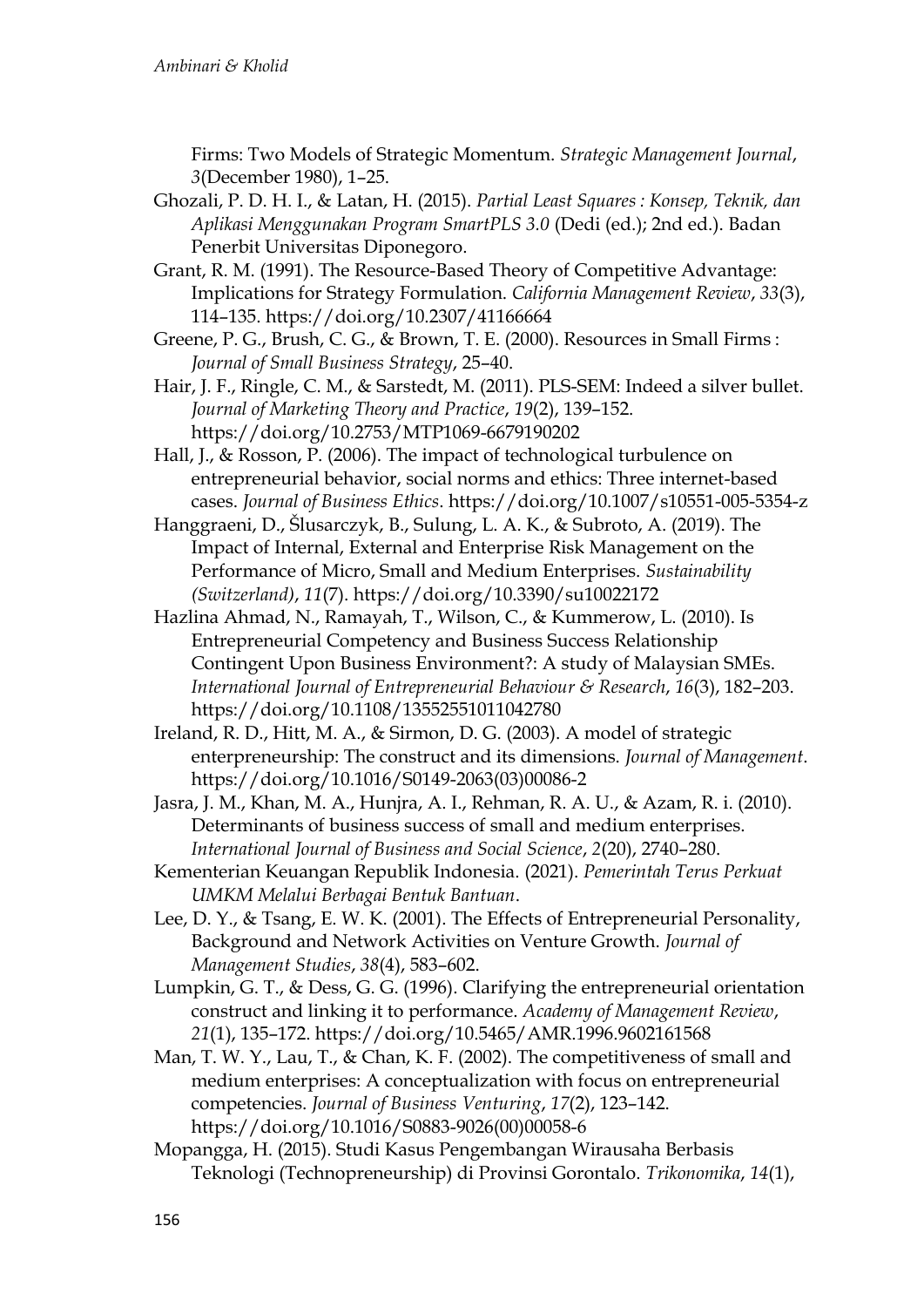Firms: Two Models of Strategic Momentum. *Strategic Management Journal*, *3*(December 1980), 1–25.

Ghozali, P. D. H. I., & Latan, H. (2015). *Partial Least Squares : Konsep, Teknik, dan Aplikasi Menggunakan Program SmartPLS 3.0* (Dedi (ed.); 2nd ed.). Badan Penerbit Universitas Diponegoro.

Grant, R. M. (1991). The Resource-Based Theory of Competitive Advantage: Implications for Strategy Formulation. *California Management Review*, *33*(3), 114–135. https://doi.org/10.2307/41166664

Greene, P. G., Brush, C. G., & Brown, T. E. (2000). Resources in Small Firms : *Journal of Small Business Strategy*, 25–40.

Hair, J. F., Ringle, C. M., & Sarstedt, M. (2011). PLS-SEM: Indeed a silver bullet. *Journal of Marketing Theory and Practice*, *19*(2), 139–152. https://doi.org/10.2753/MTP1069-6679190202

Hall, J., & Rosson, P. (2006). The impact of technological turbulence on entrepreneurial behavior, social norms and ethics: Three internet-based cases. *Journal of Business Ethics*. https://doi.org/10.1007/s10551-005-5354-z

Hanggraeni, D., Ślusarczyk, B., Sulung, L. A. K., & Subroto, A. (2019). The Impact of Internal, External and Enterprise Risk Management on the Performance of Micro, Small and Medium Enterprises. *Sustainability (Switzerland)*, *11*(7). https://doi.org/10.3390/su10022172

Hazlina Ahmad, N., Ramayah, T., Wilson, C., & Kummerow, L. (2010). Is Entrepreneurial Competency and Business Success Relationship Contingent Upon Business Environment?: A study of Malaysian SMEs. *International Journal of Entrepreneurial Behaviour & Research*, *16*(3), 182–203. https://doi.org/10.1108/13552551011042780

Ireland, R. D., Hitt, M. A., & Sirmon, D. G. (2003). A model of strategic enterpreneurship: The construct and its dimensions. *Journal of Management*. https://doi.org/10.1016/S0149-2063(03)00086-2

Jasra, J. M., Khan, M. A., Hunjra, A. I., Rehman, R. A. U., & Azam, R. i. (2010). Determinants of business success of small and medium enterprises. *International Journal of Business and Social Science*, *2*(20), 2740–280.

Kementerian Keuangan Republik Indonesia. (2021). *Pemerintah Terus Perkuat UMKM Melalui Berbagai Bentuk Bantuan*.

Lee, D. Y., & Tsang, E. W. K. (2001). The Effects of Entrepreneurial Personality, Background and Network Activities on Venture Growth. *Journal of Management Studies*, *38*(4), 583–602.

Lumpkin, G. T., & Dess, G. G. (1996). Clarifying the entrepreneurial orientation construct and linking it to performance. *Academy of Management Review*, *21*(1), 135–172. https://doi.org/10.5465/AMR.1996.9602161568

Man, T. W. Y., Lau, T., & Chan, K. F. (2002). The competitiveness of small and medium enterprises: A conceptualization with focus on entrepreneurial competencies. *Journal of Business Venturing*, *17*(2), 123–142. https://doi.org/10.1016/S0883-9026(00)00058-6

Mopangga, H. (2015). Studi Kasus Pengembangan Wirausaha Berbasis Teknologi (Technopreneurship) di Provinsi Gorontalo. *Trikonomika*, *14*(1),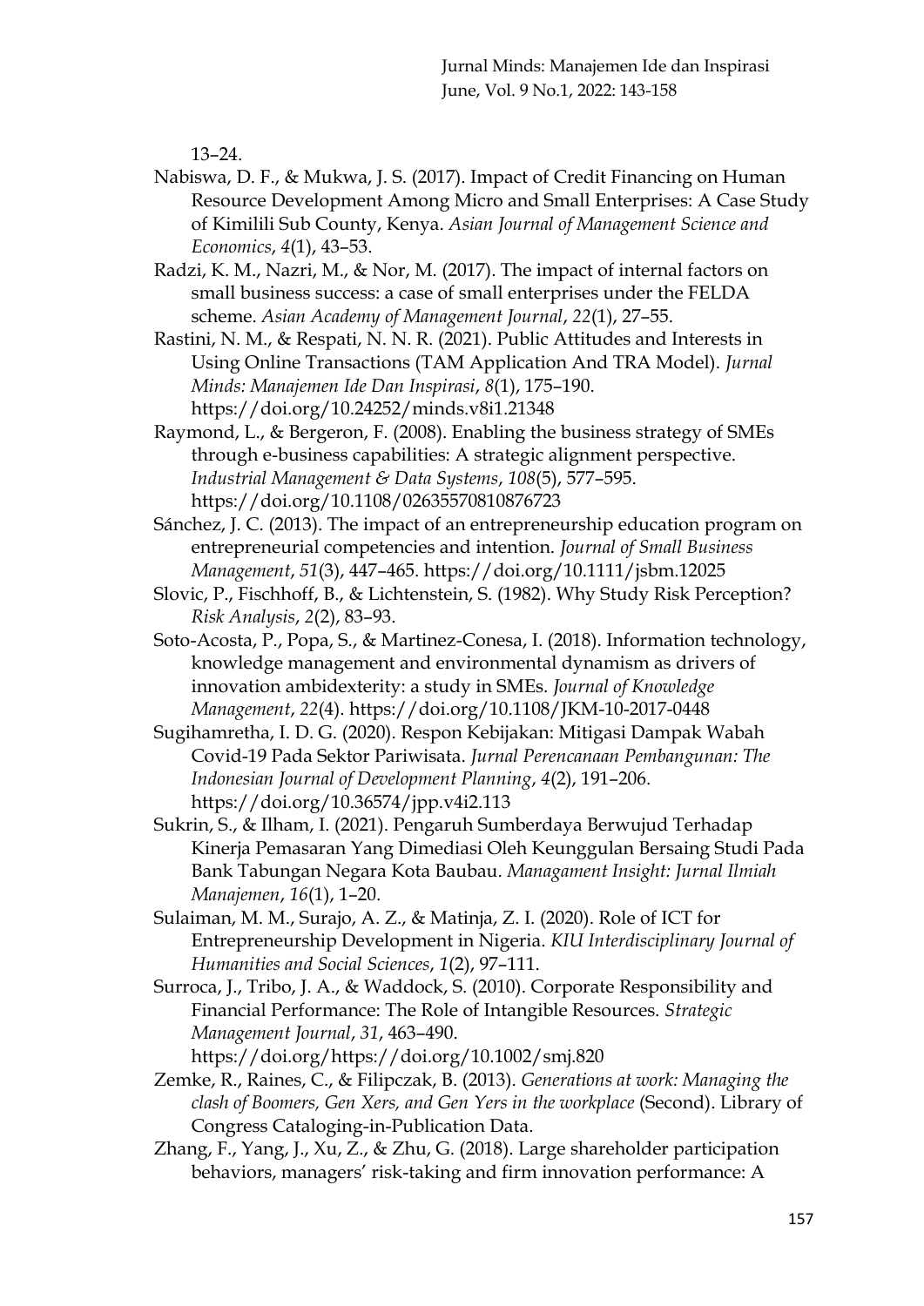13–24.

Nabiswa, D. F., & Mukwa, J. S. (2017). Impact of Credit Financing on Human Resource Development Among Micro and Small Enterprises: A Case Study of Kimilili Sub County, Kenya. *Asian Journal of Management Science and Economics*, *4*(1), 43–53.

Radzi, K. M., Nazri, M., & Nor, M. (2017). The impact of internal factors on small business success: a case of small enterprises under the FELDA scheme. *Asian Academy of Management Journal*, *22*(1), 27–55.

Rastini, N. M., & Respati, N. N. R. (2021). Public Attitudes and Interests in Using Online Transactions (TAM Application And TRA Model). *Jurnal Minds: Manajemen Ide Dan Inspirasi*, *8*(1), 175–190. https://doi.org/10.24252/minds.v8i1.21348

Raymond, L., & Bergeron, F. (2008). Enabling the business strategy of SMEs through e-business capabilities: A strategic alignment perspective. *Industrial Management & Data Systems*, *108*(5), 577–595. https://doi.org/10.1108/02635570810876723

Sánchez, J. C. (2013). The impact of an entrepreneurship education program on entrepreneurial competencies and intention. *Journal of Small Business Management*, *51*(3), 447–465. https://doi.org/10.1111/jsbm.12025

Slovic, P., Fischhoff, B., & Lichtenstein, S. (1982). Why Study Risk Perception? *Risk Analysis*, *2*(2), 83–93.

Soto-Acosta, P., Popa, S., & Martinez-Conesa, I. (2018). Information technology, knowledge management and environmental dynamism as drivers of innovation ambidexterity: a study in SMEs. *Journal of Knowledge Management*, *22*(4). https://doi.org/10.1108/JKM-10-2017-0448

Sugihamretha, I. D. G. (2020). Respon Kebijakan: Mitigasi Dampak Wabah Covid-19 Pada Sektor Pariwisata. *Jurnal Perencanaan Pembangunan: The Indonesian Journal of Development Planning*, *4*(2), 191–206. https://doi.org/10.36574/jpp.v4i2.113

Sukrin, S., & Ilham, I. (2021). Pengaruh Sumberdaya Berwujud Terhadap Kinerja Pemasaran Yang Dimediasi Oleh Keunggulan Bersaing Studi Pada Bank Tabungan Negara Kota Baubau. *Managament Insight: Jurnal Ilmiah Manajemen*, *16*(1), 1–20.

Sulaiman, M. M., Surajo, A. Z., & Matinja, Z. I. (2020). Role of ICT for Entrepreneurship Development in Nigeria. *KIU Interdisciplinary Journal of Humanities and Social Sciences*, *1*(2), 97–111.

Surroca, J., Tribo, J. A., & Waddock, S. (2010). Corporate Responsibility and Financial Performance: The Role of Intangible Resources. *Strategic Management Journal*, *31*, 463–490. https://doi.org/https://doi.org/10.1002/smj.820

Zemke, R., Raines, C., & Filipczak, B. (2013). *Generations at work: Managing the clash of Boomers, Gen Xers, and Gen Yers in the workplace* (Second). Library of Congress Cataloging-in-Publication Data.

Zhang, F., Yang, J., Xu, Z., & Zhu, G. (2018). Large shareholder participation behaviors, managers' risk-taking and firm innovation performance: A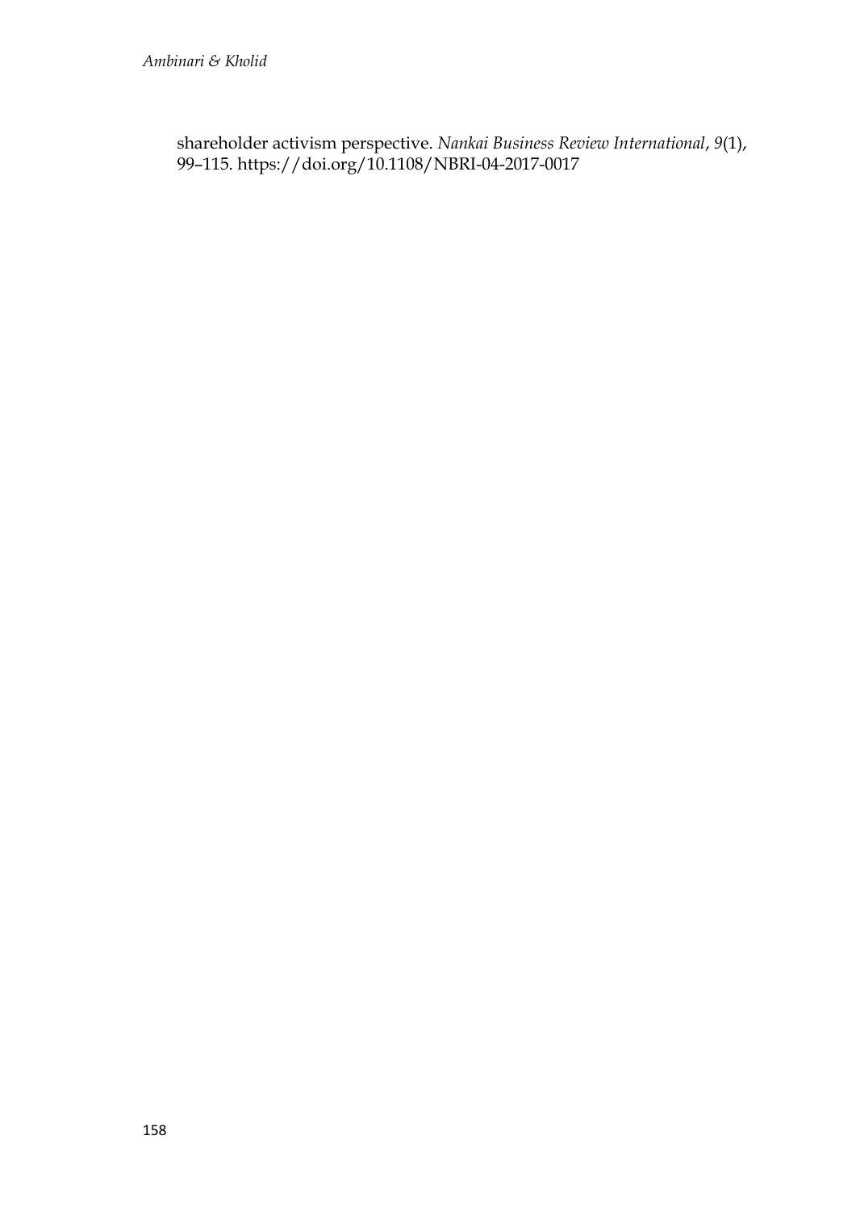shareholder activism perspective. *Nankai Business Review International*, *9*(1), 99–115. https://doi.org/10.1108/NBRI-04-2017-0017